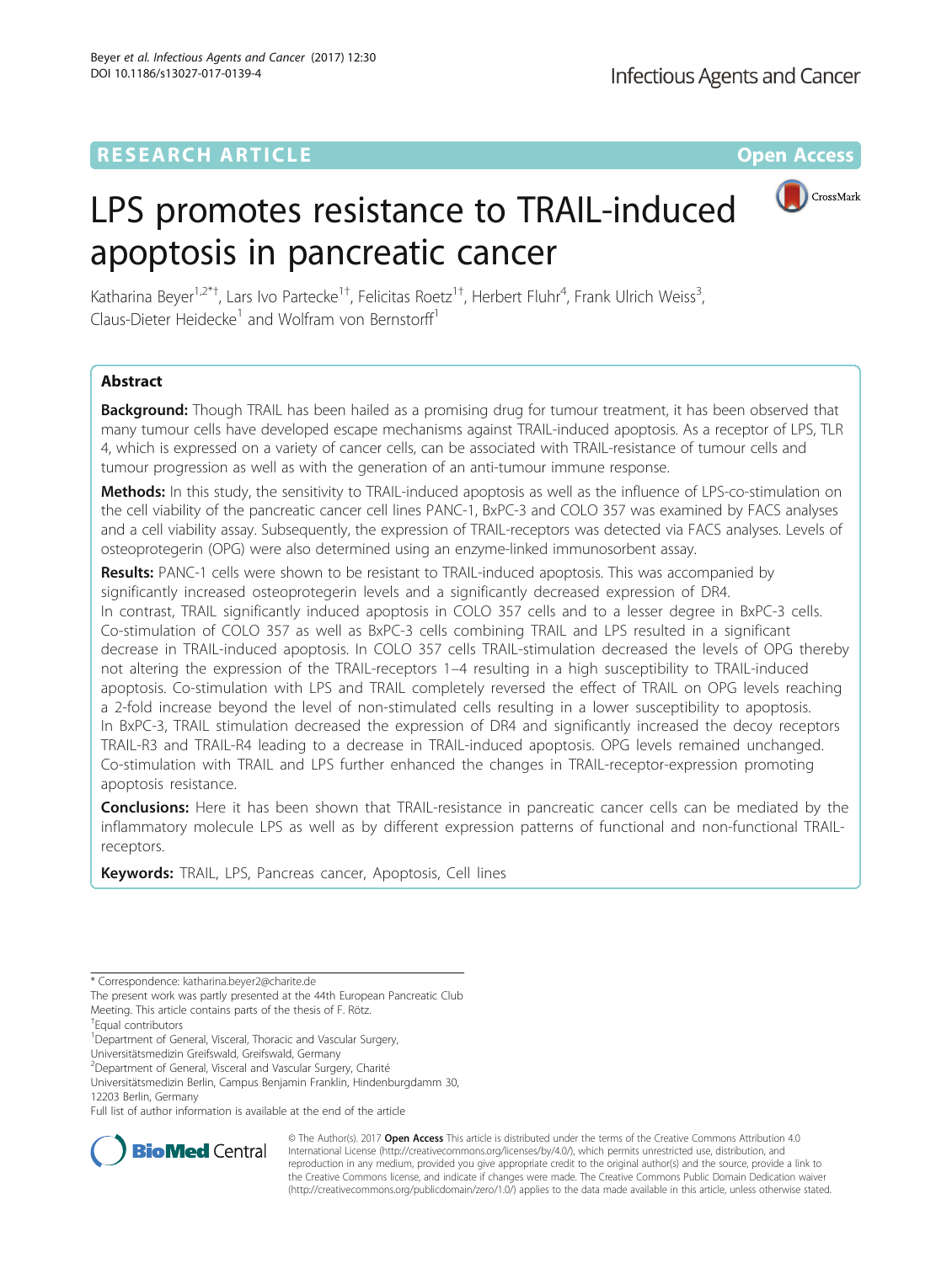RESEARCH ARTICLE

Open Access

# LPS promotes resistance to TRAIL-induced apoptosis in pancreatic cancer

Katharina Beyer[1,2*†], Lars Ivo Partecke[1†], Felicitas Roetz[1†], Herbert Fluhr[4], Frank Ulrich Weiss[3], Claus-Dieter Heidecke[1] and Wolfram von Bernstorff[1]

## Abstract

**Background:** Though TRAIL has been hailed as a promising drug for tumour treatment, it has been observed that many tumour cells have developed escape mechanisms against TRAIL-induced apoptosis. As a receptor of LPS, TLR 4, which is expressed on a variety of cancer cells, can be associated with TRAIL-resistance of tumour cells and tumour progression as well as with the generation of an anti-tumour immune response.

**Methods:** In this study, the sensitivity to TRAIL-induced apoptosis as well as the influence of LPS-co-stimulation on the cell viability of the pancreatic cancer cell lines PANC-1, BxPC-3 and COLO 357 was examined by FACS analyses and a cell viability assay. Subsequently, the expression of TRAIL-receptors was detected via FACS analyses. Levels of osteoprotegerin (OPG) were also determined using an enzyme-linked immunosorbent assay.

**Results:** PANC-1 cells were shown to be resistant to TRAIL-induced apoptosis. This was accompanied by significantly increased osteoprotegerin levels and a significantly decreased expression of DR4.
In contrast, TRAIL significantly induced apoptosis in COLO 357 cells and to a lesser degree in BxPC-3 cells. Co-stimulation of COLO 357 as well as BxPC-3 cells combining TRAIL and LPS resulted in a significant decrease in TRAIL-induced apoptosis. In COLO 357 cells TRAIL-stimulation decreased the levels of OPG thereby not altering the expression of the TRAIL-receptors 1–4 resulting in a high susceptibility to TRAIL-induced apoptosis. Co-stimulation with LPS and TRAIL completely reversed the effect of TRAIL on OPG levels reaching a 2-fold increase beyond the level of non-stimulated cells resulting in a lower susceptibility to apoptosis.
In BxPC-3, TRAIL stimulation decreased the expression of DR4 and significantly increased the decoy receptors TRAIL-R3 and TRAIL-R4 leading to a decrease in TRAIL-induced apoptosis. OPG levels remained unchanged. Co-stimulation with TRAIL and LPS further enhanced the changes in TRAIL-receptor-expression promoting apoptosis resistance.

**Conclusions:** Here it has been shown that TRAIL-resistance in pancreatic cancer cells can be mediated by the inflammatory molecule LPS as well as by different expression patterns of functional and non-functional TRAIL-receptors.

**Keywords:** TRAIL, LPS, Pancreas cancer, Apoptosis, Cell lines

\* Correspondence: katharina.beyer2@charite.de
The present work was partly presented at the 44th European Pancreatic Club Meeting. This article contains parts of the thesis of F. Rötz.
†Equal contributors
[1]Department of General, Visceral, Thoracic and Vascular Surgery, Universitätsmedizin Greifswald, Greifswald, Germany
[2]Department of General, Visceral and Vascular Surgery, Charité Universitätsmedizin Berlin, Campus Benjamin Franklin, Hindenburgdamm 30, 12203 Berlin, Germany
Full list of author information is available at the end of the article

© The Author(s). 2017 **Open Access** This article is distributed under the terms of the Creative Commons Attribution 4.0 International License (http://creativecommons.org/licenses/by/4.0/), which permits unrestricted use, distribution, and reproduction in any medium, provided you give appropriate credit to the original author(s) and the source, provide a link to the Creative Commons license, and indicate if changes were made. The Creative Commons Public Domain Dedication waiver (http://creativecommons.org/publicdomain/zero/1.0/) applies to the data made available in this article, unless otherwise stated.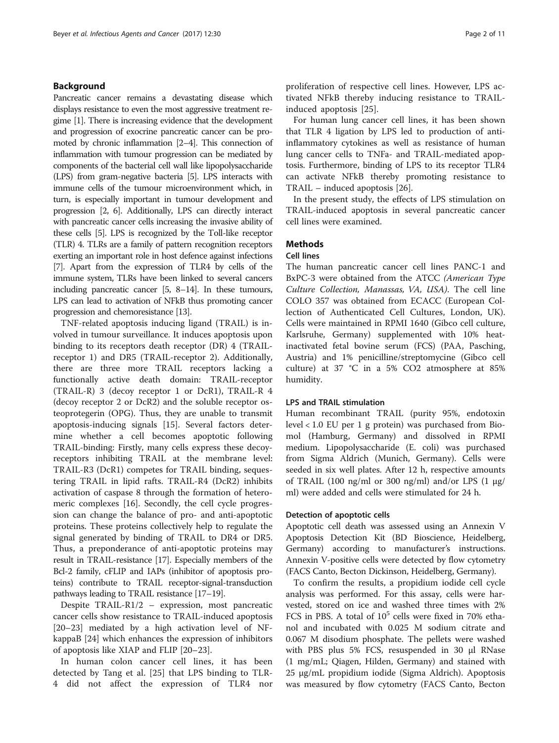## Background

Pancreatic cancer remains a devastating disease which displays resistance to even the most aggressive treatment regime [1]. There is increasing evidence that the development and progression of exocrine pancreatic cancer can be promoted by chronic inflammation [2–4]. This connection of inflammation with tumour progression can be mediated by components of the bacterial cell wall like lipopolysaccharide (LPS) from gram-negative bacteria [5]. LPS interacts with immune cells of the tumour microenvironment which, in turn, is especially important in tumour development and progression [2, 6]. Additionally, LPS can directly interact with pancreatic cancer cells increasing the invasive ability of these cells [5]. LPS is recognized by the Toll-like receptor (TLR) 4. TLRs are a family of pattern recognition receptors exerting an important role in host defence against infections [7]. Apart from the expression of TLR4 by cells of the immune system, TLRs have been linked to several cancers including pancreatic cancer [5, 8–14]. In these tumours, LPS can lead to activation of NFkB thus promoting cancer progression and chemoresistance [13].

TNF-related apoptosis inducing ligand (TRAIL) is involved in tumour surveillance. It induces apoptosis upon binding to its receptors death receptor (DR) 4 (TRAIL-receptor 1) and DR5 (TRAIL-receptor 2). Additionally, there are three more TRAIL receptors lacking a functionally active death domain: TRAIL-receptor (TRAIL-R) 3 (decoy receptor 1 or DcR1), TRAIL-R 4 (decoy receptor 2 or DcR2) and the soluble receptor osteoprotegerin (OPG). Thus, they are unable to transmit apoptosis-inducing signals [15]. Several factors determine whether a cell becomes apoptotic following TRAIL-binding: Firstly, many cells express these decoy-receptors inhibiting TRAIL at the membrane level: TRAIL-R3 (DcR1) competes for TRAIL binding, sequestering TRAIL in lipid rafts. TRAIL-R4 (DcR2) inhibits activation of caspase 8 through the formation of heteromeric complexes [16]. Secondly, the cell cycle progression can change the balance of pro- and anti-apoptotic proteins. These proteins collectively help to regulate the signal generated by binding of TRAIL to DR4 or DR5. Thus, a preponderance of anti-apoptotic proteins may result in TRAIL-resistance [17]. Especially members of the Bcl-2 family, cFLIP and IAPs (inhibitor of apoptosis proteins) contribute to TRAIL receptor-signal-transduction pathways leading to TRAIL resistance [17–19].

Despite TRAIL-R1/2 – expression, most pancreatic cancer cells show resistance to TRAIL-induced apoptosis [20–23] mediated by a high activation level of NF-kappaB [24] which enhances the expression of inhibitors of apoptosis like XIAP and FLIP [20–23].

In human colon cancer cell lines, it has been detected by Tang et al. [25] that LPS binding to TLR-4 did not affect the expression of TLR4 nor proliferation of respective cell lines. However, LPS activated NFkB thereby inducing resistance to TRAIL-induced apoptosis [25].

For human lung cancer cell lines, it has been shown that TLR 4 ligation by LPS led to production of anti-inflammatory cytokines as well as resistance of human lung cancer cells to TNFa- and TRAIL-mediated apoptosis. Furthermore, binding of LPS to its receptor TLR4 can activate NFkB thereby promoting resistance to TRAIL – induced apoptosis [26].

In the present study, the effects of LPS stimulation on TRAIL-induced apoptosis in several pancreatic cancer cell lines were examined.

## Methods

### Cell lines

The human pancreatic cancer cell lines PANC-1 and BxPC-3 were obtained from the ATCC *(American Type Culture Collection, Manassas, VA, USA)*. The cell line COLO 357 was obtained from ECACC (European Collection of Authenticated Cell Cultures, London, UK). Cells were maintained in RPMI 1640 (Gibco cell culture, Karlsruhe, Germany) supplemented with 10% heat-inactivated fetal bovine serum (FCS) (PAA, Pasching, Austria) and 1% penicilline/streptomycine (Gibco cell culture) at 37 °C in a 5% $CO_2$ atmosphere at 85% humidity.

### LPS and TRAIL stimulation

Human recombinant TRAIL (purity 95%, endotoxin level < 1.0 EU per 1 g protein) was purchased from Biomol (Hamburg, Germany) and dissolved in RPMI medium. Lipopolysaccharide (E. coli) was purchased from Sigma Aldrich (Munich, Germany). Cells were seeded in six well plates. After 12 h, respective amounts of TRAIL (100 ng/ml or 300 ng/ml) and/or LPS (1 μg/ml) were added and cells were stimulated for 24 h.

### Detection of apoptotic cells

Apoptotic cell death was assessed using an Annexin V Apoptosis Detection Kit (BD Bioscience, Heidelberg, Germany) according to manufacturer's instructions. Annexin V-positive cells were detected by flow cytometry (FACS Canto, Becton Dickinson, Heidelberg, Germany).

To confirm the results, a propidium iodide cell cycle analysis was performed. For this assay, cells were harvested, stored on ice and washed three times with 2% FCS in PBS. A total of $10^5$ cells were fixed in 70% ethanol and incubated with 0.025 M sodium citrate and 0.067 M disodium phosphate. The pellets were washed with PBS plus 5% FCS, resuspended in 30 μl RNase (1 mg/mL; Qiagen, Hilden, Germany) and stained with 25 μg/mL propidium iodide (Sigma Aldrich). Apoptosis was measured by flow cytometry (FACS Canto, Becton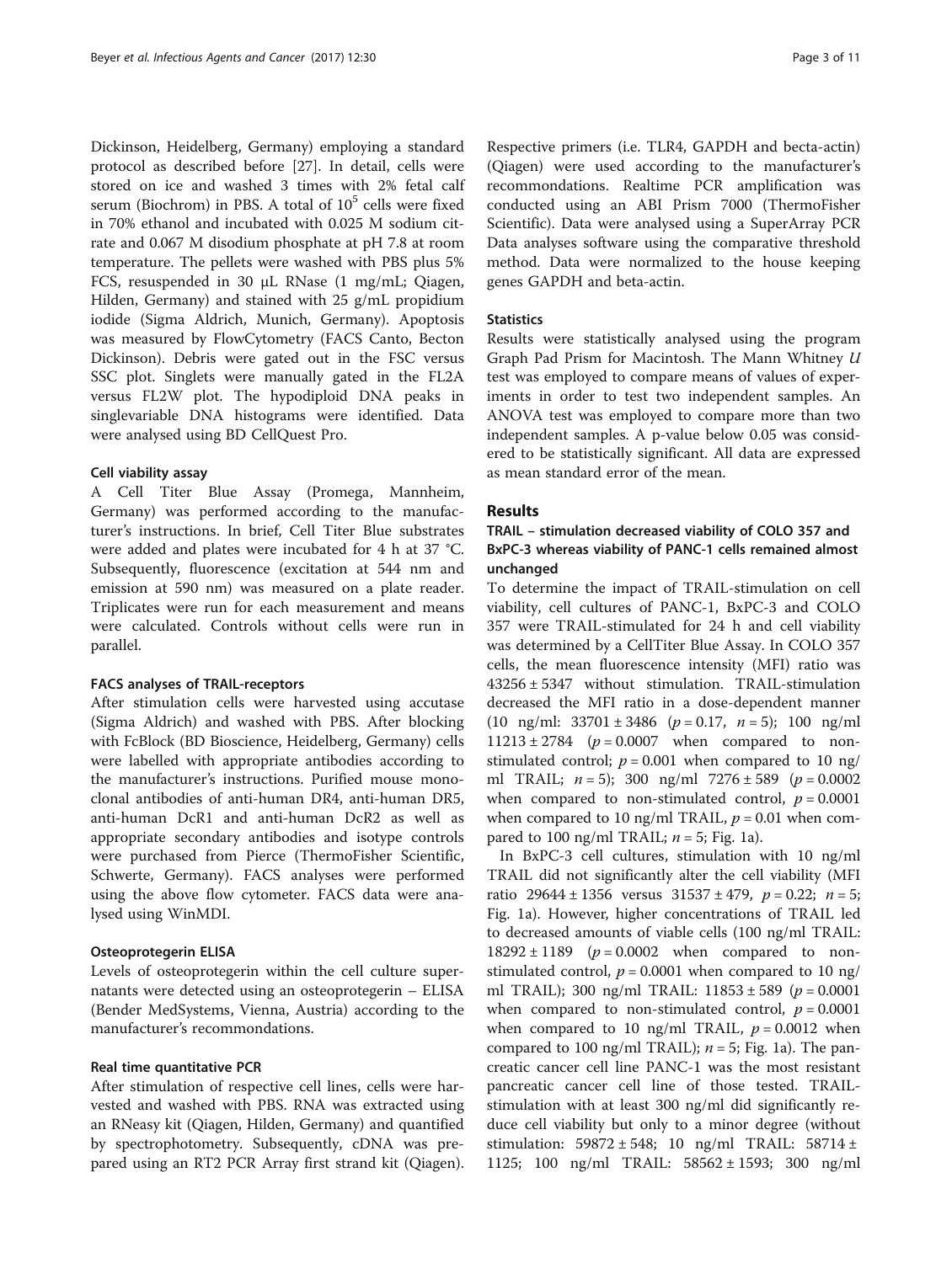Dickinson, Heidelberg, Germany) employing a standard protocol as described before [27]. In detail, cells were stored on ice and washed 3 times with 2% fetal calf serum (Biochrom) in PBS. A total of $10^5$ cells were fixed in 70% ethanol and incubated with 0.025 M sodium citrate and 0.067 M disodium phosphate at pH 7.8 at room temperature. The pellets were washed with PBS plus 5% FCS, resuspended in 30 μL RNase (1 mg/mL; Qiagen, Hilden, Germany) and stained with 25 g/mL propidium iodide (Sigma Aldrich, Munich, Germany). Apoptosis was measured by FlowCytometry (FACS Canto, Becton Dickinson). Debris were gated out in the FSC versus SSC plot. Singlets were manually gated in the FL2A versus FL2W plot. The hypodiploid DNA peaks in singlevariable DNA histograms were identified. Data were analysed using BD CellQuest Pro.

#### Cell viability assay

A Cell Titer Blue Assay (Promega, Mannheim, Germany) was performed according to the manufacturer's instructions. In brief, Cell Titer Blue substrates were added and plates were incubated for 4 h at 37 °C. Subsequently, fluorescence (excitation at 544 nm and emission at 590 nm) was measured on a plate reader. Triplicates were run for each measurement and means were calculated. Controls without cells were run in parallel.

#### FACS analyses of TRAIL-receptors

After stimulation cells were harvested using accutase (Sigma Aldrich) and washed with PBS. After blocking with FcBlock (BD Bioscience, Heidelberg, Germany) cells were labelled with appropriate antibodies according to the manufacturer's instructions. Purified mouse monoclonal antibodies of anti-human DR4, anti-human DR5, anti-human DcR1 and anti-human DcR2 as well as appropriate secondary antibodies and isotype controls were purchased from Pierce (ThermoFisher Scientific, Schwerte, Germany). FACS analyses were performed using the above flow cytometer. FACS data were analysed using WinMDI.

#### Osteoprotegerin ELISA

Levels of osteoprotegerin within the cell culture supernatants were detected using an osteoprotegerin – ELISA (Bender MedSystems, Vienna, Austria) according to the manufacturer's recommondations.

#### Real time quantitative PCR

After stimulation of respective cell lines, cells were harvested and washed with PBS. RNA was extracted using an RNeasy kit (Qiagen, Hilden, Germany) and quantified by spectrophotometry. Subsequently, cDNA was prepared using an RT2 PCR Array first strand kit (Qiagen). Respective primers (i.e. TLR4, GAPDH and becta-actin) (Qiagen) were used according to the manufacturer's recommendations. Realtime PCR amplification was conducted using an ABI Prism 7000 (ThermoFisher Scientific). Data were analysed using a SuperArray PCR Data analyses software using the comparative threshold method. Data were normalized to the house keeping genes GAPDH and beta-actin.

#### Statistics

Results were statistically analysed using the program Graph Pad Prism for Macintosh. The Mann Whitney *U* test was employed to compare means of values of experiments in order to test two independent samples. An ANOVA test was employed to compare more than two independent samples. A p-value below 0.05 was considered to be statistically significant. All data are expressed as mean standard error of the mean.

## Results

### TRAIL – stimulation decreased viability of COLO 357 and BxPC-3 whereas viability of PANC-1 cells remained almost unchanged

To determine the impact of TRAIL-stimulation on cell viability, cell cultures of PANC-1, BxPC-3 and COLO 357 were TRAIL-stimulated for 24 h and cell viability was determined by a CellTiter Blue Assay. In COLO 357 cells, the mean fluorescence intensity (MFI) ratio was 43256 ± 5347 without stimulation. TRAIL-stimulation decreased the MFI ratio in a dose-dependent manner (10 ng/ml: 33701 ± 3486 ($p = 0.17$, $n = 5$); 100 ng/ml 11213 ± 2784 ($p = 0.0007$ when compared to non-stimulated control; $p = 0.001$ when compared to 10 ng/ml TRAIL; $n = 5$); 300 ng/ml 7276 ± 589 ($p = 0.0002$ when compared to non-stimulated control, $p = 0.0001$ when compared to 10 ng/ml TRAIL, $p = 0.01$ when compared to 100 ng/ml TRAIL; $n = 5$; Fig. 1a).

In BxPC-3 cell cultures, stimulation with 10 ng/ml TRAIL did not significantly alter the cell viability (MFI ratio 29644 ± 1356 versus 31537 ± 479, $p = 0.22$; $n = 5$; Fig. 1a). However, higher concentrations of TRAIL led to decreased amounts of viable cells (100 ng/ml TRAIL: 18292 ± 1189 ($p = 0.0002$ when compared to non-stimulated control, $p = 0.0001$ when compared to 10 ng/ml TRAIL); 300 ng/ml TRAIL: 11853 ± 589 ($p = 0.0001$ when compared to non-stimulated control, $p = 0.0001$ when compared to 10 ng/ml TRAIL, $p = 0.0012$ when compared to 100 ng/ml TRAIL); $n = 5$; Fig. 1a). The pancreatic cancer cell line PANC-1 was the most resistant pancreatic cancer cell line of those tested. TRAIL-stimulation with at least 300 ng/ml did significantly reduce cell viability but only to a minor degree (without stimulation: 59872 ± 548; 10 ng/ml TRAIL: 58714 ± 1125; 100 ng/ml TRAIL: 58562 ± 1593; 300 ng/ml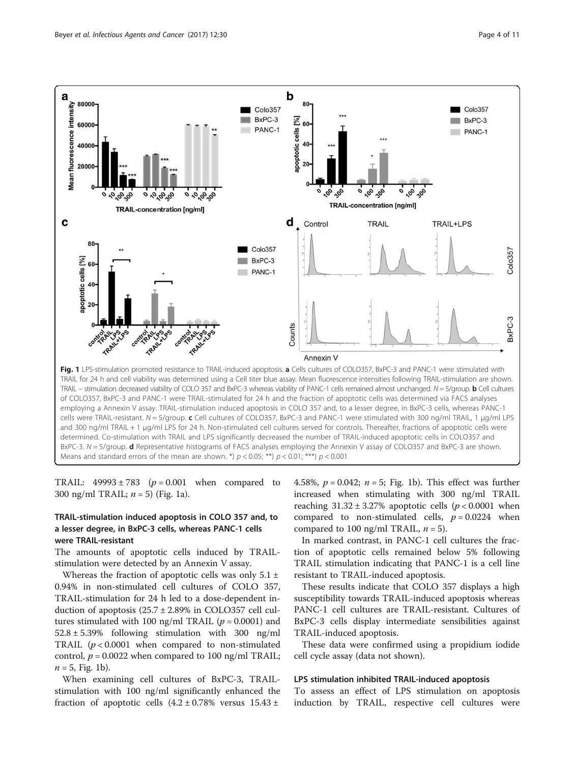**Fig. 1** LPS-stimulation promoted resistance to TRAIL-induced apoptosis. **a** Cells cultures of COLO357, BxPC-3 and PANC-1 were stimulated with TRAIL for 24 h and cell viability was determined using a Cell titer blue assay. Mean fluorescence intensities following TRAIL-stimulation are shown. TRAIL – stimulation decreased viability of COLO 357 and BxPC-3 whereas viability of PANC-1 cells remained almost unchanged. *N* = 5/group. **b** Cell cultures of COLO357, BxPC-3 and PANC-1 were TRAIL-stimulated for 24 h and the fraction of apoptotic cells was determined via FACS analyses employing a Annexin V assay. TRAIL-stimulation induced apoptosis in COLO 357 and, to a lesser degree, in BxPC-3 cells, whereas PANC-1 cells were TRAIL-resistant. *N* = 5/group. **c** Cell cultures of COLO357, BxPC-3 and PANC-1 were stimulated with 300 ng/ml TRAIL, 1 μg/ml LPS and 300 ng/ml TRAIL + 1 μg/ml LPS for 24 h. Non-stimulated cell cultures served for controls. Thereafter, fractions of apoptotic cells were determined. Co-stimulation with TRAIL and LPS significantly decreased the number of TRAIL-induced apoptotic cells in COLO357 and BxPC-3. *N* = 5/group. **d** Representative histograms of FACS analyses employing the Annexin V assay of COLO357 and BxPC-3 are shown. Means and standard errors of the mean are shown. *) $p < 0.05$; **) $p < 0.01$; ***) $p < 0.001$

TRAIL: 49993 ± 783 ($p = 0.001$ when compared to 300 ng/ml TRAIL; $n = 5$) (Fig. 1a).

### TRAIL-stimulation induced apoptosis in COLO 357 and, to a lesser degree, in BxPC-3 cells, whereas PANC-1 cells were TRAIL-resistant

The amounts of apoptotic cells induced by TRAIL-stimulation were detected by an Annexin V assay.

Whereas the fraction of apoptotic cells was only 5.1 ± 0.94% in non-stimulated cell cultures of COLO 357, TRAIL-stimulation for 24 h led to a dose-dependent induction of apoptosis (25.7 ± 2.89% in COLO357 cell cultures stimulated with 100 ng/ml TRAIL ($p = 0.0001$) and 52.8 ± 5.39% following stimulation with 300 ng/ml TRAIL ($p < 0.0001$ when compared to non-stimulated control, $p = 0.0022$ when compared to 100 ng/ml TRAIL; $n = 5$, Fig. 1b).

When examining cell cultures of BxPC-3, TRAIL-stimulation with 100 ng/ml significantly enhanced the fraction of apoptotic cells (4.2 ± 0.78% versus 15.43 ± 4.58%, $p = 0.042$; $n = 5$; Fig. 1b). This effect was further increased when stimulating with 300 ng/ml TRAIL reaching 31.32 ± 3.27% apoptotic cells ($p < 0.0001$ when compared to non-stimulated cells, $p = 0.0224$ when compared to 100 ng/ml TRAIL, $n = 5$).

In marked contrast, in PANC-1 cell cultures the fraction of apoptotic cells remained below 5% following TRAIL stimulation indicating that PANC-1 is a cell line resistant to TRAIL-induced apoptosis.

These results indicate that COLO 357 displays a high susceptibility towards TRAIL-induced apoptosis whereas PANC-1 cell cultures are TRAIL-resistant. Cultures of BxPC-3 cells display intermediate sensibilities against TRAIL-induced apoptosis.

These data were confirmed using a propidium iodide cell cycle assay (data not shown).

### LPS stimulation inhibited TRAIL-induced apoptosis

To assess an effect of LPS stimulation on apoptosis induction by TRAIL, respective cell cultures were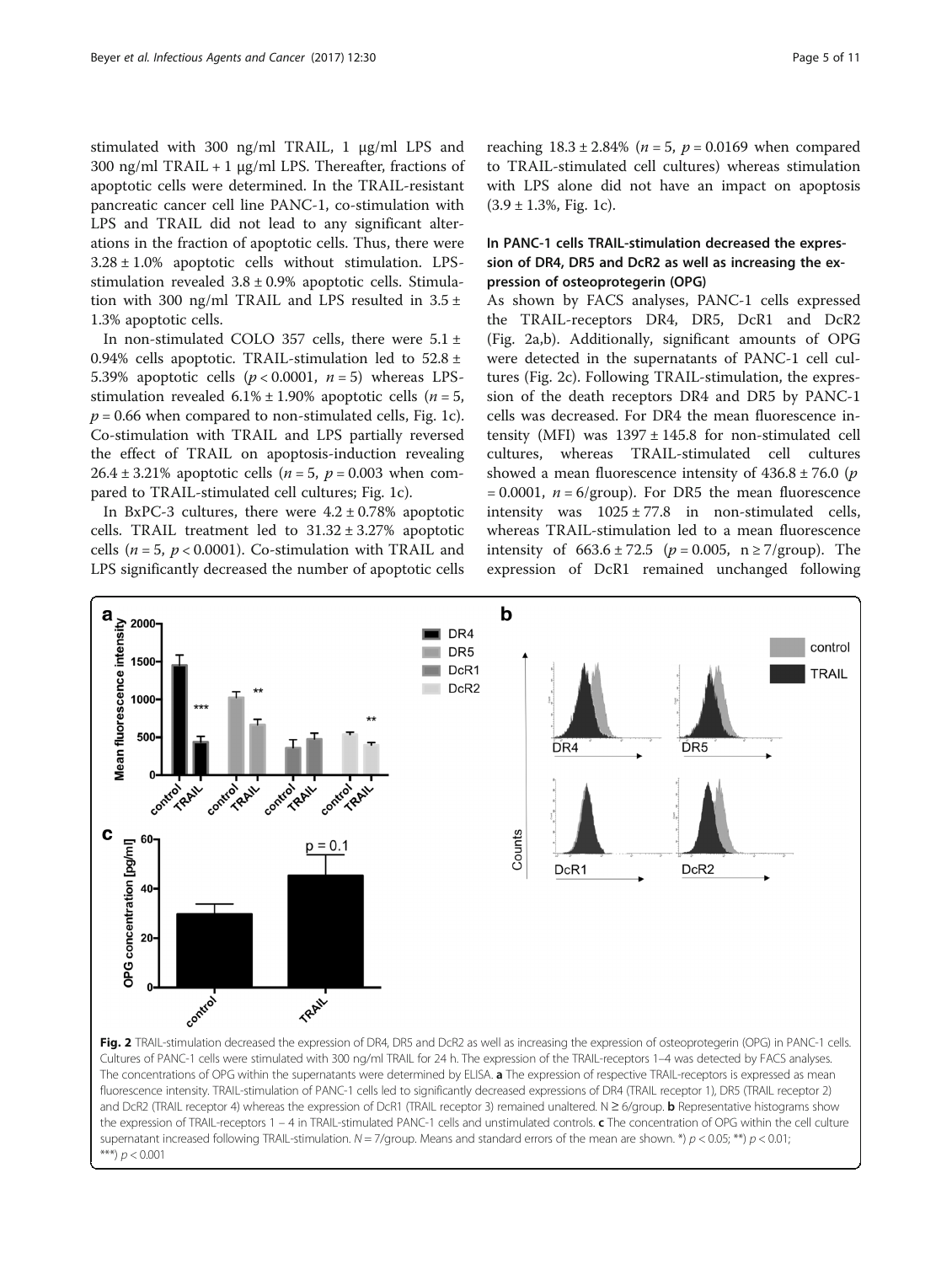stimulated with 300 ng/ml TRAIL, 1 μg/ml LPS and 300 ng/ml TRAIL + 1 μg/ml LPS. Thereafter, fractions of apoptotic cells were determined. In the TRAIL-resistant pancreatic cancer cell line PANC-1, co-stimulation with LPS and TRAIL did not lead to any significant alterations in the fraction of apoptotic cells. Thus, there were 3.28 ± 1.0% apoptotic cells without stimulation. LPS-stimulation revealed 3.8 ± 0.9% apoptotic cells. Stimulation with 300 ng/ml TRAIL and LPS resulted in 3.5 ± 1.3% apoptotic cells.

In non-stimulated COLO 357 cells, there were 5.1 ± 0.94% cells apoptotic. TRAIL-stimulation led to 52.8 ± 5.39% apoptotic cells ($p < 0.0001$, $n = 5$) whereas LPS-stimulation revealed 6.1% ± 1.90% apoptotic cells ($n = 5$, $p = 0.66$ when compared to non-stimulated cells, Fig. 1c). Co-stimulation with TRAIL and LPS partially reversed the effect of TRAIL on apoptosis-induction revealing 26.4 ± 3.21% apoptotic cells ($n = 5$, $p = 0.003$ when compared to TRAIL-stimulated cell cultures; Fig. 1c).

In BxPC-3 cultures, there were 4.2 ± 0.78% apoptotic cells. TRAIL treatment led to 31.32 ± 3.27% apoptotic cells ($n = 5$, $p < 0.0001$). Co-stimulation with TRAIL and LPS significantly decreased the number of apoptotic cells reaching 18.3 ± 2.84% ($n = 5$, $p = 0.0169$ when compared to TRAIL-stimulated cell cultures) whereas stimulation with LPS alone did not have an impact on apoptosis (3.9 ± 1.3%, Fig. 1c).

### In PANC-1 cells TRAIL-stimulation decreased the expression of DR4, DR5 and DcR2 as well as increasing the expression of osteoprotegerin (OPG)

As shown by FACS analyses, PANC-1 cells expressed the TRAIL-receptors DR4, DR5, DcR1 and DcR2 (Fig. 2a,b). Additionally, significant amounts of OPG were detected in the supernatants of PANC-1 cell cultures (Fig. 2c). Following TRAIL-stimulation, the expression of the death receptors DR4 and DR5 by PANC-1 cells was decreased. For DR4 the mean fluorescence intensity (MFI) was 1397 ± 145.8 for non-stimulated cell cultures, whereas TRAIL-stimulated cell cultures showed a mean fluorescence intensity of 436.8 ± 76.0 ($p = 0.0001$, $n = 6$/group). For DR5 the mean fluorescence intensity was 1025 ± 77.8 in non-stimulated cells, whereas TRAIL-stimulation led to a mean fluorescence intensity of 663.6 ± 72.5 ($p = 0.005$, $n \geq 7$/group). The expression of DcR1 remained unchanged following

**Fig. 2** TRAIL-stimulation decreased the expression of DR4, DR5 and DcR2 as well as increasing the expression of osteoprotegerin (OPG) in PANC-1 cells. Cultures of PANC-1 cells were stimulated with 300 ng/ml TRAIL for 24 h. The expression of the TRAIL-receptors 1–4 was detected by FACS analyses. The concentrations of OPG within the supernatants were determined by ELISA. **a** The expression of respective TRAIL-receptors is expressed as mean fluorescence intensity. TRAIL-stimulation of PANC-1 cells led to significantly decreased expressions of DR4 (TRAIL receptor 1), DR5 (TRAIL receptor 2) and DcR2 (TRAIL receptor 4) whereas the expression of DcR1 (TRAIL receptor 3) remained unaltered. N ≥ 6/group. **b** Representative histograms show the expression of TRAIL-receptors 1 – 4 in TRAIL-stimulated PANC-1 cells and unstimulated controls. **c** The concentration of OPG within the cell culture supernatant increased following TRAIL-stimulation. N = 7/group. Means and standard errors of the mean are shown. *) $p < 0.05$; **) $p < 0.01$; ***) $p < 0.001$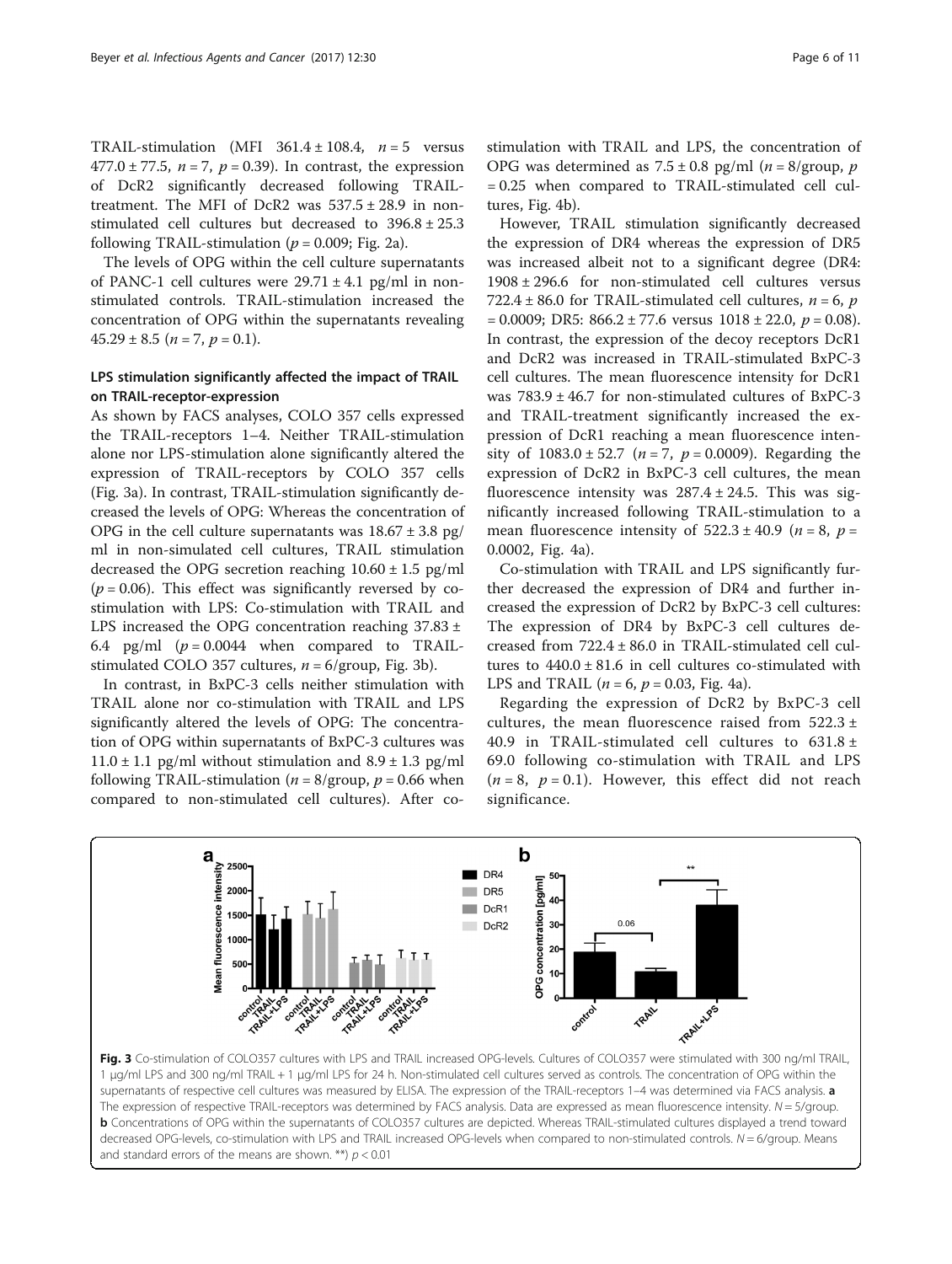TRAIL-stimulation (MFI 361.4 ± 108.4, $n = 5$ versus 477.0 ± 77.5, $n = 7$, $p = 0.39$). In contrast, the expression of DcR2 significantly decreased following TRAIL-treatment. The MFI of DcR2 was 537.5 ± 28.9 in non-stimulated cell cultures but decreased to 396.8 ± 25.3 following TRAIL-stimulation ($p = 0.009$; Fig. 2a).

The levels of OPG within the cell culture supernatants of PANC-1 cell cultures were 29.71 ± 4.1 pg/ml in non-stimulated controls. TRAIL-stimulation increased the concentration of OPG within the supernatants revealing 45.29 ± 8.5 ($n = 7$, $p = 0.1$).

### LPS stimulation significantly affected the impact of TRAIL on TRAIL-receptor-expression

As shown by FACS analyses, COLO 357 cells expressed the TRAIL-receptors 1–4. Neither TRAIL-stimulation alone nor LPS-stimulation alone significantly altered the expression of TRAIL-receptors by COLO 357 cells (Fig. 3a). In contrast, TRAIL-stimulation significantly decreased the levels of OPG: Whereas the concentration of OPG in the cell culture supernatants was 18.67 ± 3.8 pg/ml in non-simulated cell cultures, TRAIL stimulation decreased the OPG secretion reaching 10.60 ± 1.5 pg/ml ($p = 0.06$). This effect was significantly reversed by co-stimulation with LPS: Co-stimulation with TRAIL and LPS increased the OPG concentration reaching 37.83 ± 6.4 pg/ml ($p = 0.0044$ when compared to TRAIL-stimulated COLO 357 cultures, $n = 6$/group, Fig. 3b).

In contrast, in BxPC-3 cells neither stimulation with TRAIL alone nor co-stimulation with TRAIL and LPS significantly altered the levels of OPG: The concentration of OPG within supernatants of BxPC-3 cultures was 11.0 ± 1.1 pg/ml without stimulation and 8.9 ± 1.3 pg/ml following TRAIL-stimulation ($n = 8$/group, $p = 0.66$ when compared to non-stimulated cell cultures). After co-stimulation with TRAIL and LPS, the concentration of OPG was determined as 7.5 ± 0.8 pg/ml ($n = 8$/group, $p = 0.25$ when compared to TRAIL-stimulated cell cultures, Fig. 4b).

However, TRAIL stimulation significantly decreased the expression of DR4 whereas the expression of DR5 was increased albeit not to a significant degree (DR4: 1908 ± 296.6 for non-stimulated cell cultures versus 722.4 ± 86.0 for TRAIL-stimulated cell cultures, $n = 6$, $p = 0.0009$; DR5: 866.2 ± 77.6 versus 1018 ± 22.0, $p = 0.08$). In contrast, the expression of the decoy receptors DcR1 and DcR2 was increased in TRAIL-stimulated BxPC-3 cell cultures. The mean fluorescence intensity for DcR1 was 783.9 ± 46.7 for non-stimulated cultures of BxPC-3 and TRAIL-treatment significantly increased the expression of DcR1 reaching a mean fluorescence intensity of 1083.0 ± 52.7 ($n = 7$, $p = 0.0009$). Regarding the expression of DcR2 in BxPC-3 cell cultures, the mean fluorescence intensity was 287.4 ± 24.5. This was significantly increased following TRAIL-stimulation to a mean fluorescence intensity of 522.3 ± 40.9 ($n = 8$, $p = 0.0002$, Fig. 4a).

Co-stimulation with TRAIL and LPS significantly further decreased the expression of DR4 and further increased the expression of DcR2 by BxPC-3 cell cultures: The expression of DR4 by BxPC-3 cell cultures decreased from 722.4 ± 86.0 in TRAIL-stimulated cell cultures to 440.0 ± 81.6 in cell cultures co-stimulated with LPS and TRAIL ($n = 6$, $p = 0.03$, Fig. 4a).

Regarding the expression of DcR2 by BxPC-3 cell cultures, the mean fluorescence raised from 522.3 ± 40.9 in TRAIL-stimulated cell cultures to 631.8 ± 69.0 following co-stimulation with TRAIL and LPS ($n = 8$, $p = 0.1$). However, this effect did not reach significance.

**Fig. 3** Co-stimulation of COLO357 cultures with LPS and TRAIL increased OPG-levels. Cultures of COLO357 were stimulated with 300 ng/ml TRAIL, 1 μg/ml LPS and 300 ng/ml TRAIL + 1 μg/ml LPS for 24 h. Non-stimulated cell cultures served as controls. The concentration of OPG within the supernatants of respective cell cultures was measured by ELISA. The expression of the TRAIL-receptors 1–4 was determined via FACS analysis. **a** The expression of respective TRAIL-receptors was determined by FACS analysis. Data are expressed as mean fluorescence intensity. $N = 5$/group. **b** Concentrations of OPG within the supernatants of COLO357 cultures are depicted. Whereas TRAIL-stimulated cultures displayed a trend toward decreased OPG-levels, co-stimulation with LPS and TRAIL increased OPG-levels when compared to non-stimulated controls. $N = 6$/group. Means and standard errors of the means are shown. **) $p < 0.01$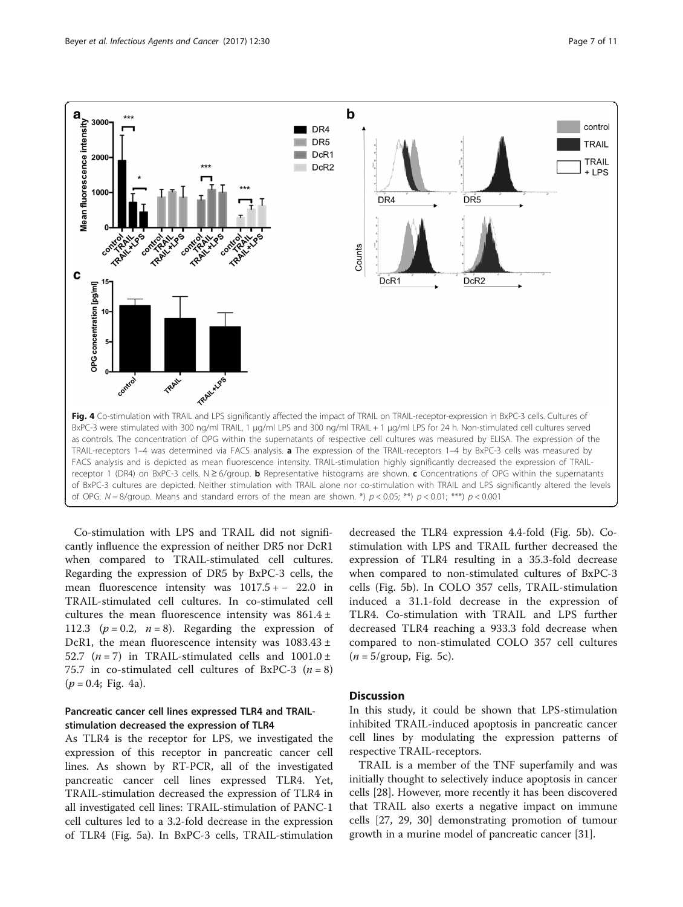**Fig. 4** Co-stimulation with TRAIL and LPS significantly affected the impact of TRAIL on TRAIL-receptor-expression in BxPC-3 cells. Cultures of BxPC-3 were stimulated with 300 ng/ml TRAIL, 1 μg/ml LPS and 300 ng/ml TRAIL + 1 μg/ml LPS for 24 h. Non-stimulated cell cultures served as controls. The concentration of OPG within the supernatants of respective cell cultures was measured by ELISA. The expression of the TRAIL-receptors 1–4 was determined via FACS analysis. **a** The expression of the TRAIL-receptors 1–4 by BxPC-3 cells was measured by FACS analysis and is depicted as mean fluorescence intensity. TRAIL-stimulation highly significantly decreased the expression of TRAIL-receptor 1 (DR4) on BxPC-3 cells. N ≥ 6/group. **b** Representative histograms are shown. **c** Concentrations of OPG within the supernatants of BxPC-3 cultures are depicted. Neither stimulation with TRAIL alone nor co-stimulation with TRAIL and LPS significantly altered the levels of OPG. $N = 8$/group. Means and standard errors of the mean are shown. *) $p < 0.05$; **) $p < 0.01$; ***) $p < 0.001$

Co-stimulation with LPS and TRAIL did not significantly influence the expression of neither DR5 nor DcR1 when compared to TRAIL-stimulated cell cultures. Regarding the expression of DR5 by BxPC-3 cells, the mean fluorescence intensity was 1017.5 + − 22.0 in TRAIL-stimulated cell cultures. In co-stimulated cell cultures the mean fluorescence intensity was 861.4 ± 112.3 ($p = 0.2$, $n = 8$). Regarding the expression of DcR1, the mean fluorescence intensity was 1083.43 ± 52.7 ($n = 7$) in TRAIL-stimulated cells and 1001.0 ± 75.7 in co-stimulated cell cultures of BxPC-3 ($n = 8$) ($p = 0.4$; Fig. 4a).

### Pancreatic cancer cell lines expressed TLR4 and TRAIL-stimulation decreased the expression of TLR4

As TLR4 is the receptor for LPS, we investigated the expression of this receptor in pancreatic cancer cell lines. As shown by RT-PCR, all of the investigated pancreatic cancer cell lines expressed TLR4. Yet, TRAIL-stimulation decreased the expression of TLR4 in all investigated cell lines: TRAIL-stimulation of PANC-1 cell cultures led to a 3.2-fold decrease in the expression of TLR4 (Fig. 5a). In BxPC-3 cells, TRAIL-stimulation decreased the TLR4 expression 4.4-fold (Fig. 5b). Co-stimulation with LPS and TRAIL further decreased the expression of TLR4 resulting in a 35.3-fold decrease when compared to non-stimulated cultures of BxPC-3 cells (Fig. 5b). In COLO 357 cells, TRAIL-stimulation induced a 31.1-fold decrease in the expression of TLR4. Co-stimulation with TRAIL and LPS further decreased TLR4 reaching a 933.3 fold decrease when compared to non-stimulated COLO 357 cell cultures ($n = 5$/group, Fig. 5c).

## Discussion

In this study, it could be shown that LPS-stimulation inhibited TRAIL-induced apoptosis in pancreatic cancer cell lines by modulating the expression patterns of respective TRAIL-receptors.

TRAIL is a member of the TNF superfamily and was initially thought to selectively induce apoptosis in cancer cells [28]. However, more recently it has been discovered that TRAIL also exerts a negative impact on immune cells [27, 29, 30] demonstrating promotion of tumour growth in a murine model of pancreatic cancer [31].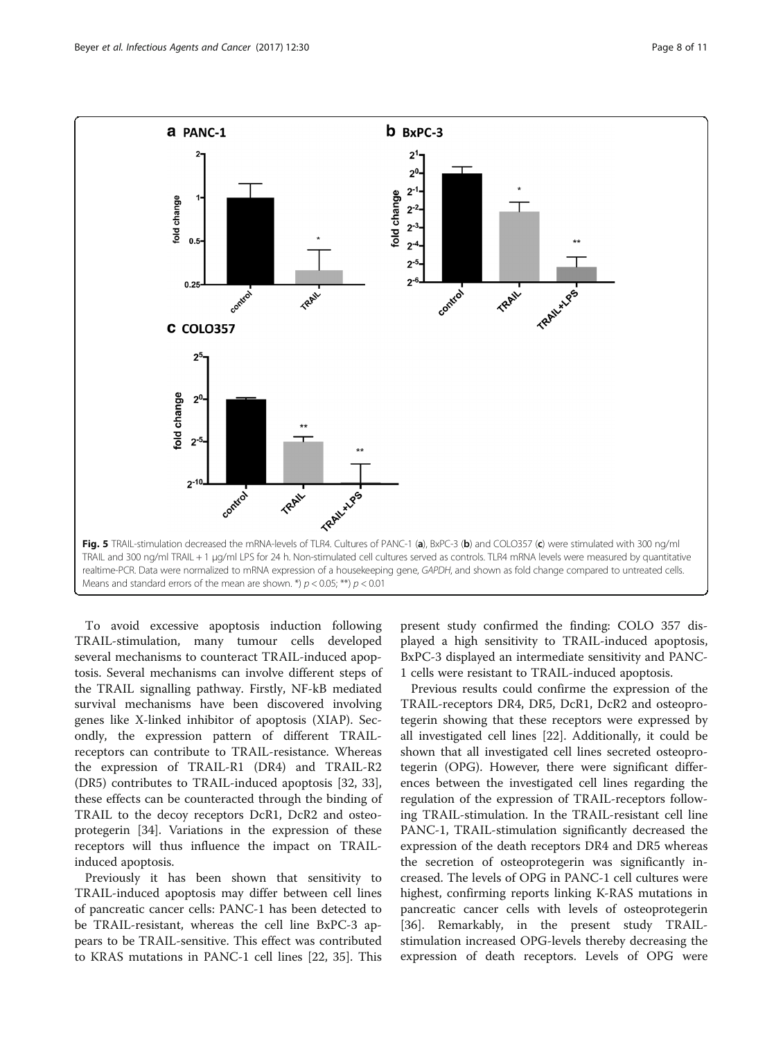Fig. 5 TRAIL-stimulation decreased the mRNA-levels of TLR4. Cultures of PANC-1 (**a**), BxPC-3 (**b**) and COLO357 (**c**) were stimulated with 300 ng/ml TRAIL and 300 ng/ml TRAIL + 1 μg/ml LPS for 24 h. Non-stimulated cell cultures served as controls. TLR4 mRNA levels were measured by quantitative realtime-PCR. Data were normalized to mRNA expression of a housekeeping gene, *GAPDH*, and shown as fold change compared to untreated cells. Means and standard errors of the mean are shown. *) $p < 0.05$; **) $p < 0.01$

To avoid excessive apoptosis induction following TRAIL-stimulation, many tumour cells developed several mechanisms to counteract TRAIL-induced apoptosis. Several mechanisms can involve different steps of the TRAIL signalling pathway. Firstly, NF-kB mediated survival mechanisms have been discovered involving genes like X-linked inhibitor of apoptosis (XIAP). Secondly, the expression pattern of different TRAIL-receptors can contribute to TRAIL-resistance. Whereas the expression of TRAIL-R1 (DR4) and TRAIL-R2 (DR5) contributes to TRAIL-induced apoptosis [32, 33], these effects can be counteracted through the binding of TRAIL to the decoy receptors DcR1, DcR2 and osteoprotegerin [34]. Variations in the expression of these receptors will thus influence the impact on TRAIL-induced apoptosis.

Previously it has been shown that sensitivity to TRAIL-induced apoptosis may differ between cell lines of pancreatic cancer cells: PANC-1 has been detected to be TRAIL-resistant, whereas the cell line BxPC-3 appears to be TRAIL-sensitive. This effect was contributed to KRAS mutations in PANC-1 cell lines [22, 35]. This present study confirmed the finding: COLO 357 displayed a high sensitivity to TRAIL-induced apoptosis, BxPC-3 displayed an intermediate sensitivity and PANC-1 cells were resistant to TRAIL-induced apoptosis.

Previous results could confirme the expression of the TRAIL-receptors DR4, DR5, DcR1, DcR2 and osteoprotegerin showing that these receptors were expressed by all investigated cell lines [22]. Additionally, it could be shown that all investigated cell lines secreted osteoprotegerin (OPG). However, there were significant differences between the investigated cell lines regarding the regulation of the expression of TRAIL-receptors following TRAIL-stimulation. In the TRAIL-resistant cell line PANC-1, TRAIL-stimulation significantly decreased the expression of the death receptors DR4 and DR5 whereas the secretion of osteoprotegerin was significantly increased. The levels of OPG in PANC-1 cell cultures were highest, confirming reports linking K-RAS mutations in pancreatic cancer cells with levels of osteoprotegerin [36]. Remarkably, in the present study TRAIL-stimulation increased OPG-levels thereby decreasing the expression of death receptors. Levels of OPG were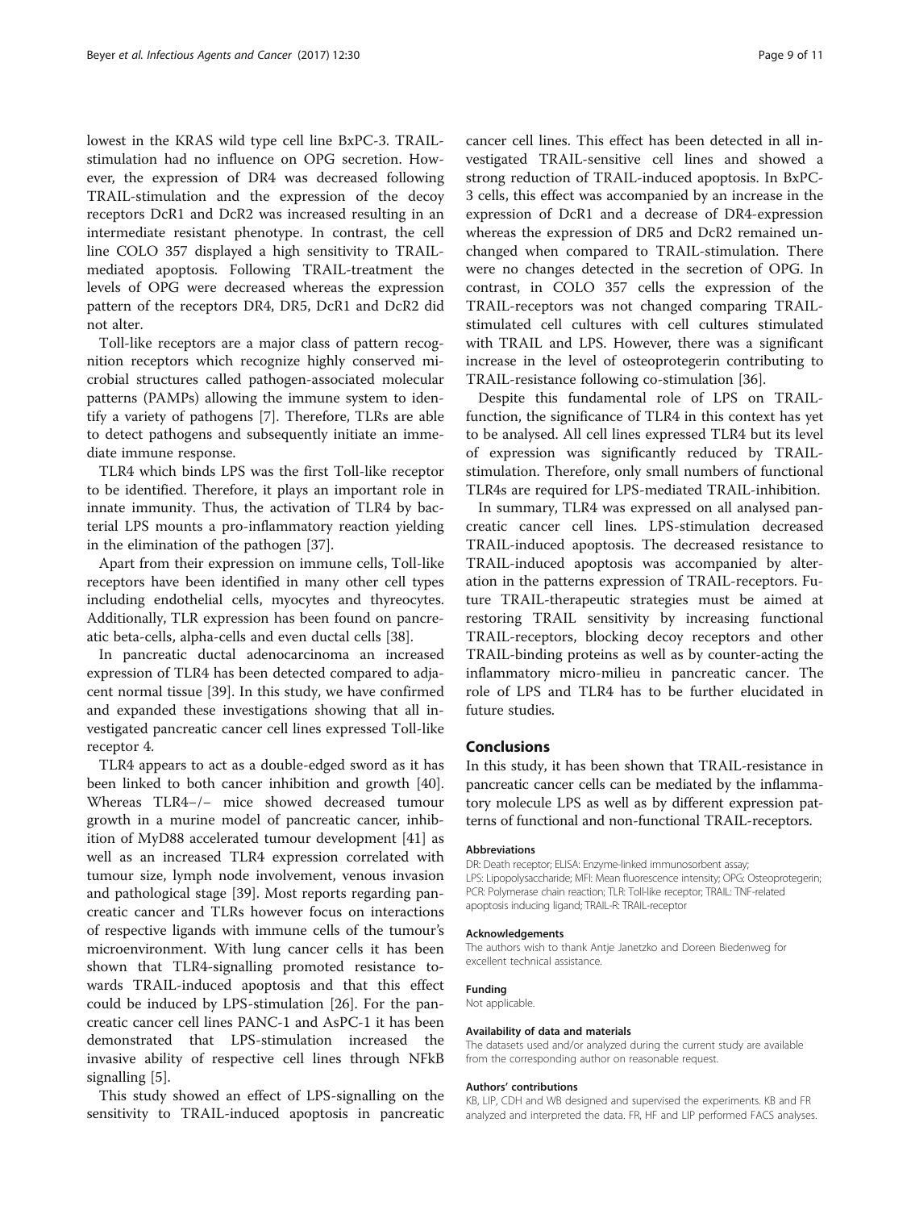lowest in the KRAS wild type cell line BxPC-3. TRAIL-stimulation had no influence on OPG secretion. However, the expression of DR4 was decreased following TRAIL-stimulation and the expression of the decoy receptors DcR1 and DcR2 was increased resulting in an intermediate resistant phenotype. In contrast, the cell line COLO 357 displayed a high sensitivity to TRAIL-mediated apoptosis. Following TRAIL-treatment the levels of OPG were decreased whereas the expression pattern of the receptors DR4, DR5, DcR1 and DcR2 did not alter.

Toll-like receptors are a major class of pattern recognition receptors which recognize highly conserved microbial structures called pathogen-associated molecular patterns (PAMPs) allowing the immune system to identify a variety of pathogens [7]. Therefore, TLRs are able to detect pathogens and subsequently initiate an immediate immune response.

TLR4 which binds LPS was the first Toll-like receptor to be identified. Therefore, it plays an important role in innate immunity. Thus, the activation of TLR4 by bacterial LPS mounts a pro-inflammatory reaction yielding in the elimination of the pathogen [37].

Apart from their expression on immune cells, Toll-like receptors have been identified in many other cell types including endothelial cells, myocytes and thyreocytes. Additionally, TLR expression has been found on pancreatic beta-cells, alpha-cells and even ductal cells [38].

In pancreatic ductal adenocarcinoma an increased expression of TLR4 has been detected compared to adjacent normal tissue [39]. In this study, we have confirmed and expanded these investigations showing that all investigated pancreatic cancer cell lines expressed Toll-like receptor 4.

TLR4 appears to act as a double-edged sword as it has been linked to both cancer inhibition and growth [40]. Whereas TLR4−/− mice showed decreased tumour growth in a murine model of pancreatic cancer, inhibition of MyD88 accelerated tumour development [41] as well as an increased TLR4 expression correlated with tumour size, lymph node involvement, venous invasion and pathological stage [39]. Most reports regarding pancreatic cancer and TLRs however focus on interactions of respective ligands with immune cells of the tumour's microenvironment. With lung cancer cells it has been shown that TLR4-signalling promoted resistance towards TRAIL-induced apoptosis and that this effect could be induced by LPS-stimulation [26]. For the pancreatic cancer cell lines PANC-1 and AsPC-1 it has been demonstrated that LPS-stimulation increased the invasive ability of respective cell lines through NFkB signalling [5].

This study showed an effect of LPS-signalling on the sensitivity to TRAIL-induced apoptosis in pancreatic cancer cell lines. This effect has been detected in all investigated TRAIL-sensitive cell lines and showed a strong reduction of TRAIL-induced apoptosis. In BxPC-3 cells, this effect was accompanied by an increase in the expression of DcR1 and a decrease of DR4-expression whereas the expression of DR5 and DcR2 remained unchanged when compared to TRAIL-stimulation. There were no changes detected in the secretion of OPG. In contrast, in COLO 357 cells the expression of the TRAIL-receptors was not changed comparing TRAIL-stimulated cell cultures with cell cultures stimulated with TRAIL and LPS. However, there was a significant increase in the level of osteoprotegerin contributing to TRAIL-resistance following co-stimulation [36].

Despite this fundamental role of LPS on TRAIL-function, the significance of TLR4 in this context has yet to be analysed. All cell lines expressed TLR4 but its level of expression was significantly reduced by TRAIL-stimulation. Therefore, only small numbers of functional TLR4s are required for LPS-mediated TRAIL-inhibition.

In summary, TLR4 was expressed on all analysed pancreatic cancer cell lines. LPS-stimulation decreased TRAIL-induced apoptosis. The decreased resistance to TRAIL-induced apoptosis was accompanied by alteration in the patterns expression of TRAIL-receptors. Future TRAIL-therapeutic strategies must be aimed at restoring TRAIL sensitivity by increasing functional TRAIL-receptors, blocking decoy receptors and other TRAIL-binding proteins as well as by counter-acting the inflammatory micro-milieu in pancreatic cancer. The role of LPS and TLR4 has to be further elucidated in future studies.

## Conclusions

In this study, it has been shown that TRAIL-resistance in pancreatic cancer cells can be mediated by the inflammatory molecule LPS as well as by different expression patterns of functional and non-functional TRAIL-receptors.

#### Abbreviations

DR: Death receptor; ELISA: Enzyme-linked immunosorbent assay; LPS: Lipopolysaccharide; MFI: Mean fluorescence intensity; OPG: Osteoprotegerin; PCR: Polymerase chain reaction; TLR: Toll-like receptor; TRAIL: TNF-related apoptosis inducing ligand; TRAIL-R: TRAIL-receptor

#### Acknowledgements

The authors wish to thank Antje Janetzko and Doreen Biedenweg for excellent technical assistance.

#### Funding

Not applicable.

#### Availability of data and materials

The datasets used and/or analyzed during the current study are available from the corresponding author on reasonable request.

#### Authors' contributions

KB, LIP, CDH and WB designed and supervised the experiments. KB and FR analyzed and interpreted the data. FR, HF and LIP performed FACS analyses.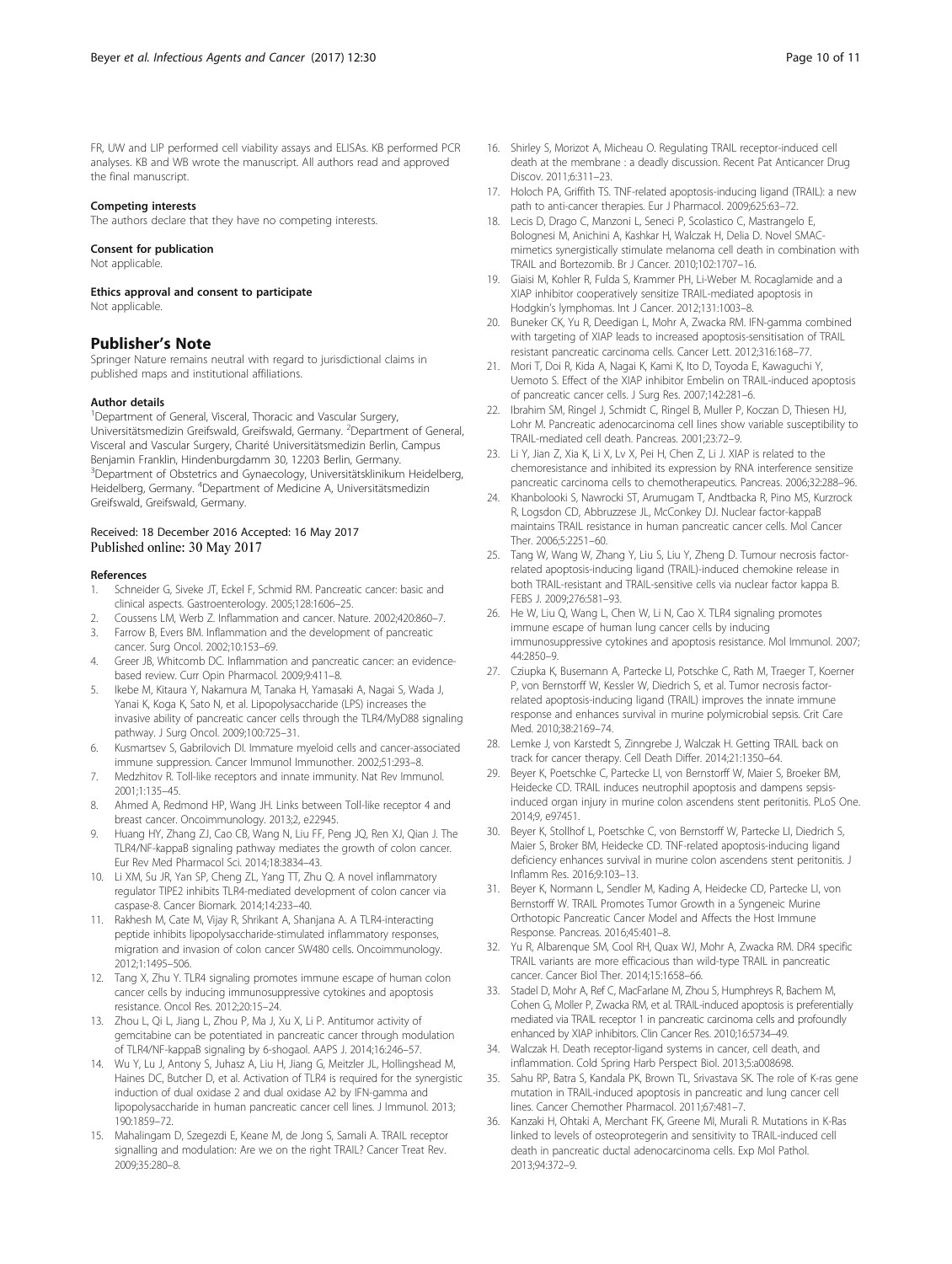FR, UW and LIP performed cell viability assays and ELISAs. KB performed PCR analyses. KB and WB wrote the manuscript. All authors read and approved the final manuscript.

#### Competing interests

The authors declare that they have no competing interests.

#### Consent for publication

Not applicable.

#### Ethics approval and consent to participate

Not applicable.

## Publisher's Note

Springer Nature remains neutral with regard to jurisdictional claims in published maps and institutional affiliations.

#### Author details

[1]Department of General, Visceral, Thoracic and Vascular Surgery, Universitätsmedizin Greifswald, Greifswald, Germany. [2]Department of General, Visceral and Vascular Surgery, Charité Universitätsmedizin Berlin, Campus Benjamin Franklin, Hindenburgdamm 30, 12203 Berlin, Germany. [3]Department of Obstetrics and Gynaecology, Universitätsklinikum Heidelberg, Heidelberg, Germany. [4]Department of Medicine A, Universitätsmedizin Greifswald, Greifswald, Germany.

Received: 18 December 2016 Accepted: 16 May 2017
Published online: 30 May 2017

#### References

1. Schneider G, Siveke JT, Eckel F, Schmid RM. Pancreatic cancer: basic and clinical aspects. Gastroenterology. 2005;128:1606–25.
2. Coussens LM, Werb Z. Inflammation and cancer. Nature. 2002;420:860–7.
3. Farrow B, Evers BM. Inflammation and the development of pancreatic cancer. Surg Oncol. 2002;10:153–69.
4. Greer JB, Whitcomb DC. Inflammation and pancreatic cancer: an evidence-based review. Curr Opin Pharmacol. 2009;9:411–8.
5. Ikebe M, Kitaura Y, Nakamura M, Tanaka H, Yamasaki A, Nagai S, Wada J, Yanai K, Koga K, Sato N, et al. Lipopolysaccharide (LPS) increases the invasive ability of pancreatic cancer cells through the TLR4/MyD88 signaling pathway. J Surg Oncol. 2009;100:725–31.
6. Kusmartsev S, Gabrilovich DI. Immature myeloid cells and cancer-associated immune suppression. Cancer Immunol Immunother. 2002;51:293–8.
7. Medzhitov R. Toll-like receptors and innate immunity. Nat Rev Immunol. 2001;1:135–45.
8. Ahmed A, Redmond HP, Wang JH. Links between Toll-like receptor 4 and breast cancer. Oncoimmunology. 2013;2, e22945.
9. Huang HY, Zhang ZJ, Cao CB, Wang N, Liu FF, Peng JQ, Ren XJ, Qian J. The TLR4/NF-kappaB signaling pathway mediates the growth of colon cancer. Eur Rev Med Pharmacol Sci. 2014;18:3834–43.
10. Li XM, Su JR, Yan SP, Cheng ZL, Yang TT, Zhu Q. A novel inflammatory regulator TIPE2 inhibits TLR4-mediated development of colon cancer via caspase-8. Cancer Biomark. 2014;14:233–40.
11. Rakhesh M, Cate M, Vijay R, Shrikant A, Shanjana A. A TLR4-interacting peptide inhibits lipopolysaccharide-stimulated inflammatory responses, migration and invasion of colon cancer SW480 cells. Oncoimmunology. 2012;1:1495–506.
12. Tang X, Zhu Y. TLR4 signaling promotes immune escape of human colon cancer cells by inducing immunosuppressive cytokines and apoptosis resistance. Oncol Res. 2012;20:15–24.
13. Zhou L, Qi L, Jiang L, Zhou P, Ma J, Xu X, Li P. Antitumor activity of gemcitabine can be potentiated in pancreatic cancer through modulation of TLR4/NF-kappaB signaling by 6-shogaol. AAPS J. 2014;16:246–57.
14. Wu Y, Lu J, Antony S, Juhasz A, Liu H, Jiang G, Meitzler JL, Hollingshead M, Haines DC, Butcher D, et al. Activation of TLR4 is required for the synergistic induction of dual oxidase 2 and dual oxidase A2 by IFN-gamma and lipopolysaccharide in human pancreatic cancer cell lines. J Immunol. 2013; 190:1859–72.
15. Mahalingam D, Szegezdi E, Keane M, de Jong S, Samali A. TRAIL receptor signalling and modulation: Are we on the right TRAIL? Cancer Treat Rev. 2009;35:280–8.
16. Shirley S, Morizot A, Micheau O. Regulating TRAIL receptor-induced cell death at the membrane : a deadly discussion. Recent Pat Anticancer Drug Discov. 2011;6:311–23.
17. Holoch PA, Griffith TS. TNF-related apoptosis-inducing ligand (TRAIL): a new path to anti-cancer therapies. Eur J Pharmacol. 2009;625:63–72.
18. Lecis D, Drago C, Manzoni L, Seneci P, Scolastico C, Mastrangelo E, Bolognesi M, Anichini A, Kashkar H, Walczak H, Delia D. Novel SMAC-mimetics synergistically stimulate melanoma cell death in combination with TRAIL and Bortezomib. Br J Cancer. 2010;102:1707–16.
19. Giaisi M, Kohler R, Fulda S, Krammer PH, Li-Weber M. Rocaglamide and a XIAP inhibitor cooperatively sensitize TRAIL-mediated apoptosis in Hodgkin's lymphomas. Int J Cancer. 2012;131:1003–8.
20. Buneker CK, Yu R, Deedigan L, Mohr A, Zwacka RM. IFN-gamma combined with targeting of XIAP leads to increased apoptosis-sensitisation of TRAIL resistant pancreatic carcinoma cells. Cancer Lett. 2012;316:168–77.
21. Mori T, Doi R, Kida A, Nagai K, Kami K, Ito D, Toyoda E, Kawaguchi Y, Uemoto S. Effect of the XIAP inhibitor Embelin on TRAIL-induced apoptosis of pancreatic cancer cells. J Surg Res. 2007;142:281–6.
22. Ibrahim SM, Ringel J, Schmidt C, Ringel B, Muller P, Koczan D, Thiesen HJ, Lohr M. Pancreatic adenocarcinoma cell lines show variable susceptibility to TRAIL-mediated cell death. Pancreas. 2001;23:72–9.
23. Li Y, Jian Z, Xia K, Li X, Lv X, Pei H, Chen Z, Li J. XIAP is related to the chemoresistance and inhibited its expression by RNA interference sensitize pancreatic carcinoma cells to chemotherapeutics. Pancreas. 2006;32:288–96.
24. Khanbolooki S, Nawrocki ST, Arumugam T, Andtbacka R, Pino MS, Kurzrock R, Logsdon CD, Abbruzzese JL, McConkey DJ. Nuclear factor-kappaB maintains TRAIL resistance in human pancreatic cancer cells. Mol Cancer Ther. 2006;5:2251–60.
25. Tang W, Wang W, Zhang Y, Liu S, Liu Y, Zheng D. Tumour necrosis factor-related apoptosis-inducing ligand (TRAIL)-induced chemokine release in both TRAIL-resistant and TRAIL-sensitive cells via nuclear factor kappa B. FEBS J. 2009;276:581–93.
26. He W, Liu Q, Wang L, Chen W, Li N, Cao X. TLR4 signaling promotes immune escape of human lung cancer cells by inducing immunosuppressive cytokines and apoptosis resistance. Mol Immunol. 2007; 44:2850–9.
27. Cziupka K, Busemann A, Partecke LI, Potschke C, Rath M, Traeger T, Koerner P, von Bernstorff W, Kessler W, Diedrich S, et al. Tumor necrosis factor-related apoptosis-inducing ligand (TRAIL) improves the innate immune response and enhances survival in murine polymicrobial sepsis. Crit Care Med. 2010;38:2169–74.
28. Lemke J, von Karstedt S, Zinngrebe J, Walczak H. Getting TRAIL back on track for cancer therapy. Cell Death Differ. 2014;21:1350–64.
29. Beyer K, Poetschke C, Partecke LI, von Bernstorff W, Maier S, Broeker BM, Heidecke CD. TRAIL induces neutrophil apoptosis and dampens sepsis-induced organ injury in murine colon ascendens stent peritonitis. PLoS One. 2014;9, e97451.
30. Beyer K, Stollhof L, Poetschke C, von Bernstorff W, Partecke LI, Diedrich S, Maier S, Broker BM, Heidecke CD. TNF-related apoptosis-inducing ligand deficiency enhances survival in murine colon ascendens stent peritonitis. J Inflamm Res. 2016;9:103–13.
31. Beyer K, Normann L, Sendler M, Kading A, Heidecke CD, Partecke LI, von Bernstorff W. TRAIL Promotes Tumor Growth in a Syngeneic Murine Orthotopic Pancreatic Cancer Model and Affects the Host Immune Response. Pancreas. 2016;45:401–8.
32. Yu R, Albarenque SM, Cool RH, Quax WJ, Mohr A, Zwacka RM. DR4 specific TRAIL variants are more efficacious than wild-type TRAIL in pancreatic cancer. Cancer Biol Ther. 2014;15:1658–66.
33. Stadel D, Mohr A, Ref C, MacFarlane M, Zhou S, Humphreys R, Bachem M, Cohen G, Moller P, Zwacka RM, et al. TRAIL-induced apoptosis is preferentially mediated via TRAIL receptor 1 in pancreatic carcinoma cells and profoundly enhanced by XIAP inhibitors. Clin Cancer Res. 2010;16:5734–49.
34. Walczak H. Death receptor-ligand systems in cancer, cell death, and inflammation. Cold Spring Harb Perspect Biol. 2013;5:a008698.
35. Sahu RP, Batra S, Kandala PK, Brown TL, Srivastava SK. The role of K-ras gene mutation in TRAIL-induced apoptosis in pancreatic and lung cancer cell lines. Cancer Chemother Pharmacol. 2011;67:481–7.
36. Kanzaki H, Ohtaki A, Merchant FK, Greene MI, Murali R. Mutations in K-Ras linked to levels of osteoprotegerin and sensitivity to TRAIL-induced cell death in pancreatic ductal adenocarcinoma cells. Exp Mol Pathol. 2013;94:372–9.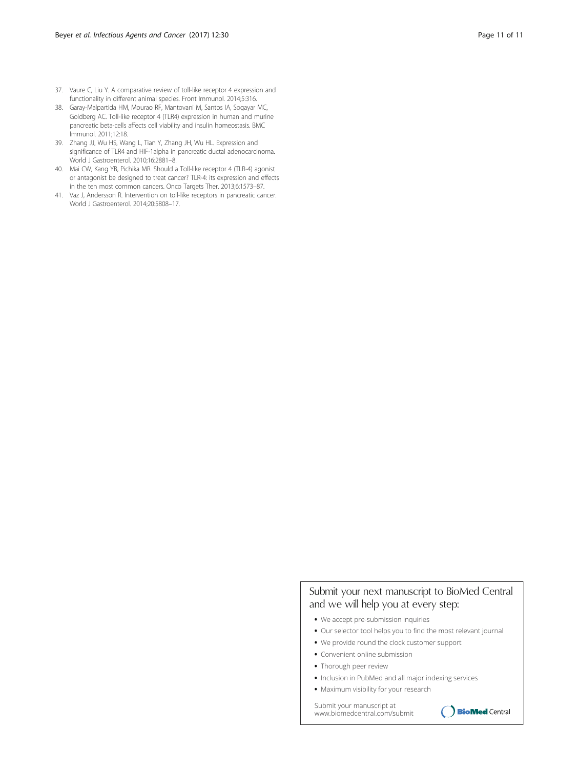37. Vaure C, Liu Y. A comparative review of toll-like receptor 4 expression and functionality in different animal species. Front Immunol. 2014;5:316.
38. Garay-Malpartida HM, Mourao RF, Mantovani M, Santos IA, Sogayar MC, Goldberg AC. Toll-like receptor 4 (TLR4) expression in human and murine pancreatic beta-cells affects cell viability and insulin homeostasis. BMC Immunol. 2011;12:18.
39. Zhang JJ, Wu HS, Wang L, Tian Y, Zhang JH, Wu HL. Expression and significance of TLR4 and HIF-1alpha in pancreatic ductal adenocarcinoma. World J Gastroenterol. 2010;16:2881–8.
40. Mai CW, Kang YB, Pichika MR. Should a Toll-like receptor 4 (TLR-4) agonist or antagonist be designed to treat cancer? TLR-4: its expression and effects in the ten most common cancers. Onco Targets Ther. 2013;6:1573–87.
41. Vaz J, Andersson R. Intervention on toll-like receptors in pancreatic cancer. World J Gastroenterol. 2014;20:5808–17.

Submit your next manuscript to BioMed Central and we will help you at every step:

- We accept pre-submission inquiries
- Our selector tool helps you to find the most relevant journal
- We provide round the clock customer support
- Convenient online submission
- Thorough peer review
- Inclusion in PubMed and all major indexing services
- Maximum visibility for your research

Submit your manuscript at www.biomedcentral.com/submit

BioMed Central